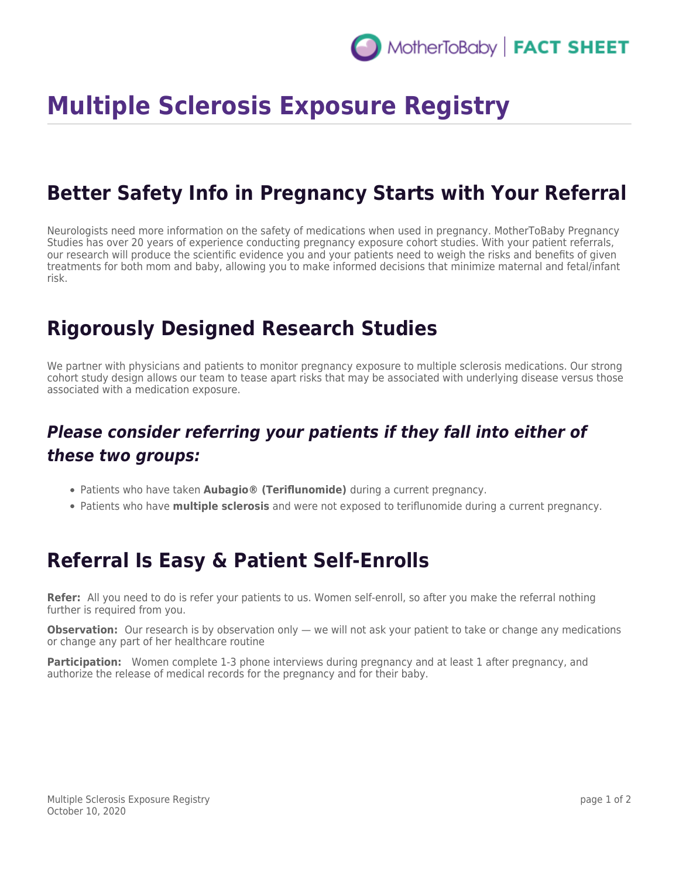# Multiple Sclerosis Exposure Registry

## Better Safety Info in Pregnancy Starts with Your Referral

Neurologists need more information on the safety of medications when used in pregnancy. MotherToBaby Pregnancy Studies has over 20 years of experience conducting pregnancy exposure cohort studies. With your patient referrals, our research will produce the scientific evidence you and your patients need to weigh the risks and benefits of given treatments for both mom and baby, allowing you to make informed decisions that minimize maternal and fetal/infant risk.

## Rigorously Designed Research Studies

We partner with physicians and patients to monitor pregnancy exposure to multiple sclerosis medications. Our strong cohort study design allows our team to tease apart risks that may be associated with underlying disease versus those associated with a medication exposure.

### *Please consider referring your patients if they fall into either of these two groups:*

- Patients who have taken **Aubagio® (Teriflunomide)** during a current pregnancy.
- Patients who have **multiple sclerosis** and were not exposed to teriflunomide during a current pregnancy.

## Referral Is Easy & Patient Self-Enrolls

**Refer:** All you need to do is refer your patients to us. Women self-enroll, so after you make the referral nothing further is required from you.

**Observation:** Our research is by observation only — we will not ask your patient to take or change any medications or change any part of her healthcare routine

**Participation:** Women complete 1-3 phone interviews during pregnancy and at least 1 after pregnancy, and authorize the release of medical records for the pregnancy and for their baby.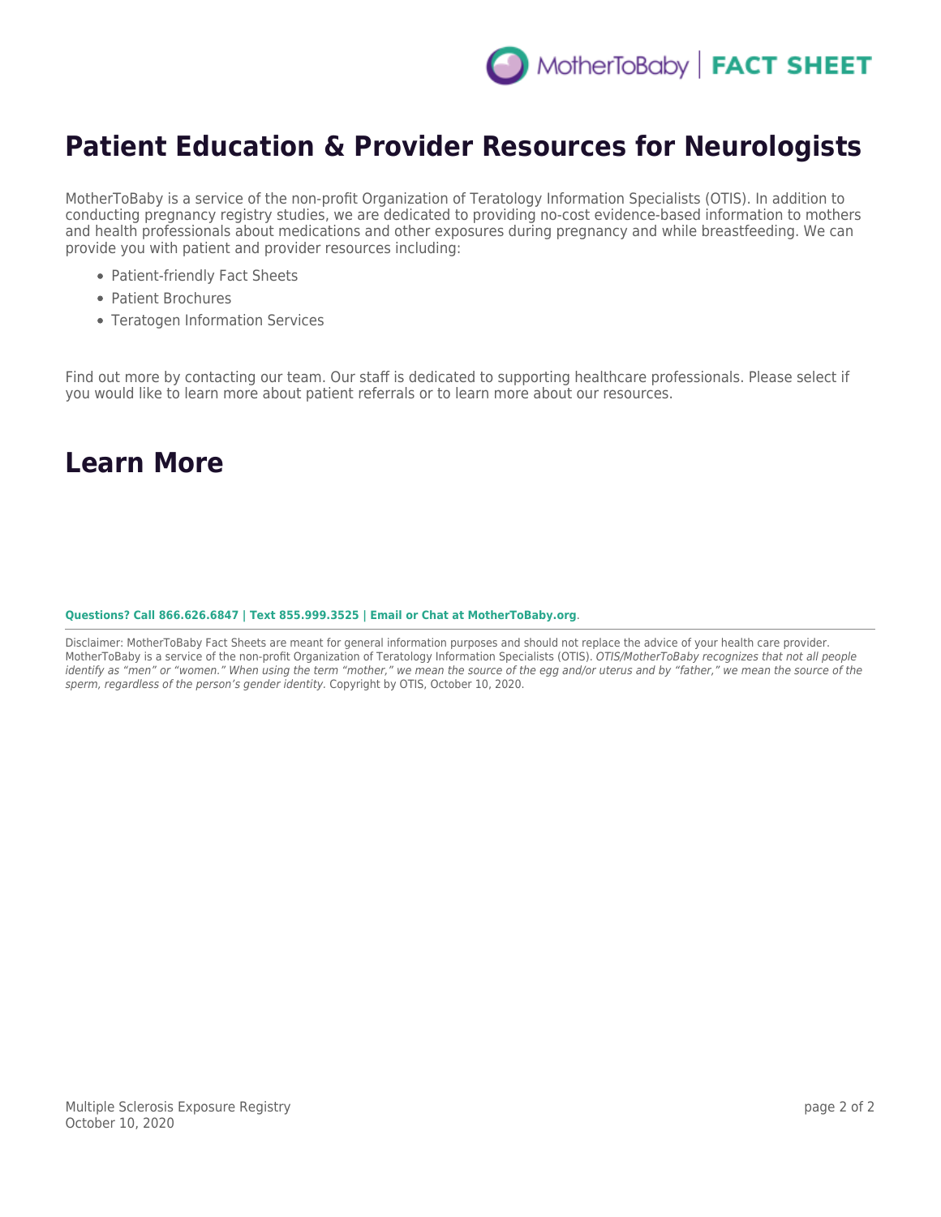# Patient Education & Provider Resources for Neurologists

MotherToBaby is a service of the non-profit Organization of Teratology Information Specialists (OTIS). In addition to conducting pregnancy registry studies, we are dedicated to providing no-cost evidence-based information to mothers and health professionals about medications and other exposures during pregnancy and while breastfeeding. We can provide you with patient and provider resources including:

- Patient-friendly Fact Sheets
- Patient Brochures
- Teratogen Information Services

Find out more by contacting our team. Our staff is dedicated to supporting healthcare professionals. Please select if you would like to learn more about patient referrals or to learn more about our resources.

# Learn More

**Questions? Call 866.626.6847 | Text 855.999.3525 | Email or Chat at MotherToBaby.org**.

---

Disclaimer: MotherToBaby Fact Sheets are meant for general information purposes and should not replace the advice of your health care provider. MotherToBaby is a service of the non-profit Organization of Teratology Information Specialists (OTIS). *OTIS/MotherToBaby recognizes that not all people identify as "men" or "women." When using the term "mother," we mean the source of the egg and/or uterus and by "father," we mean the source of the sperm, regardless of the person's gender identity.* Copyright by OTIS, October 10, 2020.